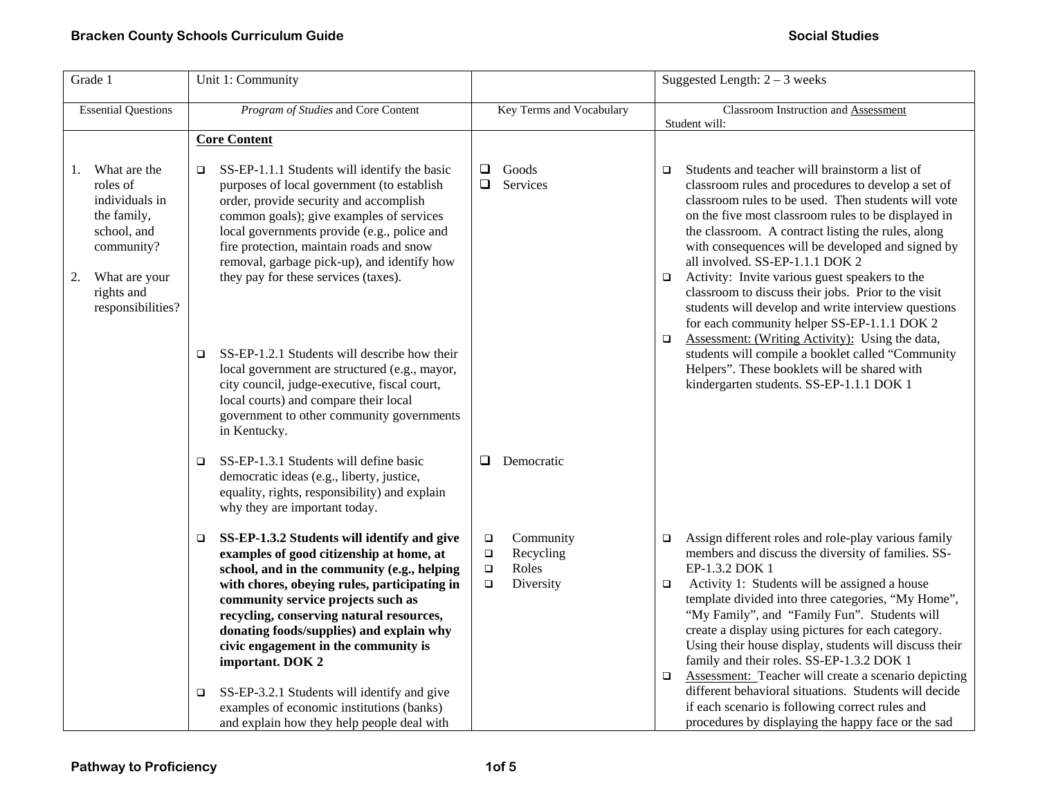| Grade 1 | Unit 1: Community | | Suggested Length: 2 – 3 weeks |
|---|---|---|---|
| Essential Questions | *Program of Studies* and Core Content | Key Terms and Vocabulary | Classroom Instruction and <u>Assessment</u><br>Student will: |
| 1. What are the roles of individuals in the family, school, and community?<br><br>2. What are your rights and responsibilities? | **<u>Core Content</u>**<br><br>❑ SS-EP-1.1.1 Students will identify the basic purposes of local government (to establish order, provide security and accomplish common goals); give examples of services local governments provide (e.g., police and fire protection, maintain roads and snow removal, garbage pick-up), and identify how they pay for these services (taxes).<br><br>❑ SS-EP-1.2.1 Students will describe how their local government are structured (e.g., mayor, city council, judge-executive, fiscal court, local courts) and compare their local government to other community governments in Kentucky. | ❑ Goods<br>❑ Services | ❑ Students and teacher will brainstorm a list of classroom rules and procedures to develop a set of classroom rules to be used. Then students will vote on the five most classroom rules to be displayed in the classroom. A contract listing the rules, along with consequences will be developed and signed by all involved. SS-EP-1.1.1 DOK 2<br>❑ Activity: Invite various guest speakers to the classroom to discuss their jobs. Prior to the visit students will develop and write interview questions for each community helper SS-EP-1.1.1 DOK 2<br>❑ <u>Assessment: (Writing Activity):</u> Using the data, students will compile a booklet called "Community Helpers". These booklets will be shared with kindergarten students. SS-EP-1.1.1 DOK 1 |
| | ❑ SS-EP-1.3.1 Students will define basic democratic ideas (e.g., liberty, justice, equality, rights, responsibility) and explain why they are important today. | ❑ Democratic | |
| | ❑ **SS-EP-1.3.2 Students will identify and give examples of good citizenship at home, at school, and in the community (e.g., helping with chores, obeying rules, participating in community service projects such as recycling, conserving natural resources, donating foods/supplies) and explain why civic engagement in the community is important. DOK 2**<br><br>❑ SS-EP-3.2.1 Students will identify and give examples of economic institutions (banks) and explain how they help people deal with | ❑ Community<br>❑ Recycling<br>❑ Roles<br>❑ Diversity | ❑ Assign different roles and role-play various family members and discuss the diversity of families. SS-EP-1.3.2 DOK 1<br>❑ Activity 1: Students will be assigned a house template divided into three categories, "My Home", "My Family", and "Family Fun". Students will create a display using pictures for each category. Using their house display, students will discuss their family and their roles. SS-EP-1.3.2 DOK 1<br>❑ <u>Assessment:</u> Teacher will create a scenario depicting different behavioral situations. Students will decide if each scenario is following correct rules and procedures by displaying the happy face or the sad |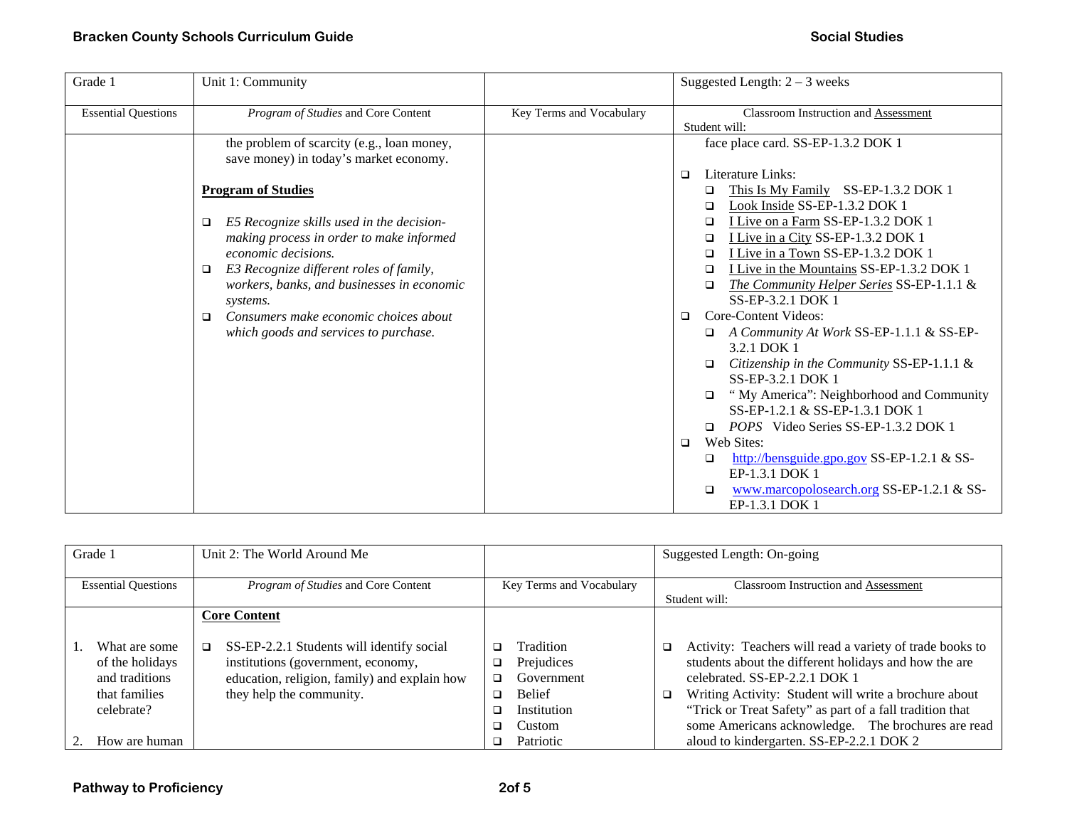| Grade 1 | Unit 1: Community | | Suggested Length: 2 – 3 weeks |
|---|---|---|---|
| Essential Questions | *Program of Studies* and Core Content | Key Terms and Vocabulary | Classroom Instruction and Assessment<br>Student will: |
| | the problem of scarcity (e.g., loan money, save money) in today's market economy.<br><br>**Program of Studies**<br><br>❑ *E5 Recognize skills used in the decision-making process in order to make informed economic decisions.*<br>❑ *E3 Recognize different roles of family, workers, banks, and businesses in economic systems.*<br>❑ *Consumers make economic choices about which goods and services to purchase.* | | face place card. SS-EP-1.3.2 DOK 1<br><br>❑ Literature Links:<br>❑ This Is My Family SS-EP-1.3.2 DOK 1<br>❑ Look Inside SS-EP-1.3.2 DOK 1<br>❑ I Live on a Farm SS-EP-1.3.2 DOK 1<br>❑ I Live in a City SS-EP-1.3.2 DOK 1<br>❑ I Live in a Town SS-EP-1.3.2 DOK 1<br>❑ I Live in the Mountains SS-EP-1.3.2 DOK 1<br>❑ *The Community Helper Series* SS-EP-1.1.1 & SS-EP-3.2.1 DOK 1<br>❑ Core-Content Videos:<br>❑ *A Community At Work* SS-EP-1.1.1 & SS-EP-3.2.1 DOK 1<br>❑ *Citizenship in the Community* SS-EP-1.1.1 & SS-EP-3.2.1 DOK 1<br>❑ " My America": Neighborhood and Community SS-EP-1.2.1 & SS-EP-1.3.1 DOK 1<br>❑ *POPS* Video Series SS-EP-1.3.2 DOK 1<br>❑ Web Sites:<br>❑ http://bensguide.gpo.gov SS-EP-1.2.1 & SS-EP-1.3.1 DOK 1<br>❑ www.marcopolosearch.org SS-EP-1.2.1 & SS-EP-1.3.1 DOK 1 |

| Grade 1 | Unit 2: The World Around Me | | Suggested Length: On-going |
|---|---|---|---|
| Essential Questions | *Program of Studies* and Core Content | Key Terms and Vocabulary | Classroom Instruction and Assessment<br>Student will: |
| 1. What are some of the holidays and traditions that families celebrate?<br><br>2. How are human | **Core Content**<br><br>❑ SS-EP-2.2.1 Students will identify social institutions (government, economy, education, religion, family) and explain how they help the community. | ❑ Tradition<br>❑ Prejudices<br>❑ Government<br>❑ Belief<br>❑ Institution<br>❑ Custom<br>❑ Patriotic | ❑ Activity: Teachers will read a variety of trade books to students about the different holidays and how the are celebrated. SS-EP-2.2.1 DOK 1<br>❑ Writing Activity: Student will write a brochure about "Trick or Treat Safety" as part of a fall tradition that some Americans acknowledge. The brochures are read aloud to kindergarten. SS-EP-2.2.1 DOK 2 |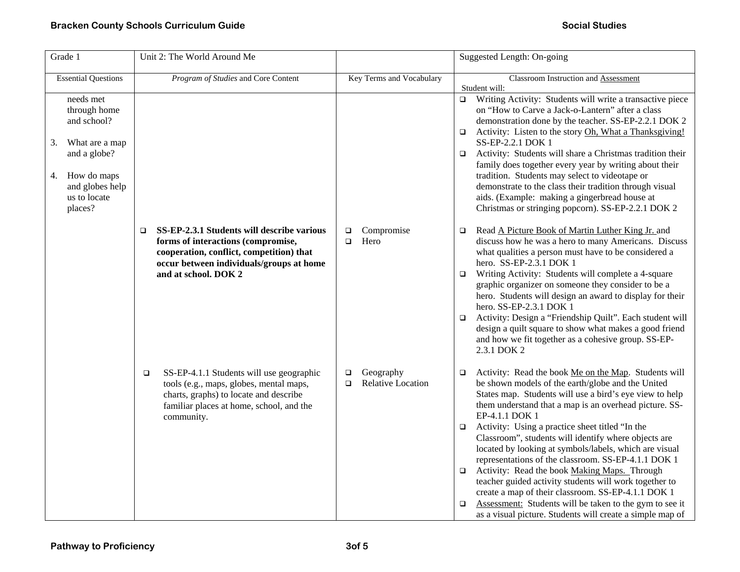| Grade 1 | Unit 2: The World Around Me | | Suggested Length: On-going |
|---|---|---|---|
| Essential Questions | *Program of Studies* and Core Content | Key Terms and Vocabulary | Classroom Instruction and Assessment<br>Student will: |
| needs met through home and school?<br><br>3. What are a map and a globe?<br><br>4. How do maps and globes help us to locate places? | | | ❑ Writing Activity: Students will write a transactive piece on "How to Carve a Jack-o-Lantern" after a class demonstration done by the teacher. SS-EP-2.2.1 DOK 2<br>❑ Activity: Listen to the story Oh, What a Thanksgiving! SS-EP-2.2.1 DOK 1<br>❑ Activity: Students will share a Christmas tradition their family does together every year by writing about their tradition. Students may select to videotape or demonstrate to the class their tradition through visual aids. (Example: making a gingerbread house at Christmas or stringing popcorn). SS-EP-2.2.1 DOK 2 |
| | ❑ **SS-EP-2.3.1 Students will describe various forms of interactions (compromise, cooperation, conflict, competition) that occur between individuals/groups at home and at school. DOK 2** | ❑ Compromise<br>❑ Hero | ❑ Read A Picture Book of Martin Luther King Jr. and discuss how he was a hero to many Americans. Discuss what qualities a person must have to be considered a hero. SS-EP-2.3.1 DOK 1<br>❑ Writing Activity: Students will complete a 4-square graphic organizer on someone they consider to be a hero. Students will design an award to display for their hero. SS-EP-2.3.1 DOK 1<br>❑ Activity: Design a "Friendship Quilt". Each student will design a quilt square to show what makes a good friend and how we fit together as a cohesive group. SS-EP-2.3.1 DOK 2 |
| | ❑ SS-EP-4.1.1 Students will use geographic tools (e.g., maps, globes, mental maps, charts, graphs) to locate and describe familiar places at home, school, and the community. | ❑ Geography<br>❑ Relative Location | ❑ Activity: Read the book Me on the Map. Students will be shown models of the earth/globe and the United States map. Students will use a bird's eye view to help them understand that a map is an overhead picture. SS-EP-4.1.1 DOK 1<br>❑ Activity: Using a practice sheet titled "In the Classroom", students will identify where objects are located by looking at symbols/labels, which are visual representations of the classroom. SS-EP-4.1.1 DOK 1<br>❑ Activity: Read the book Making Maps. Through teacher guided activity students will work together to create a map of their classroom. SS-EP-4.1.1 DOK 1<br>❑ Assessment: Students will be taken to the gym to see it as a visual picture. Students will create a simple map of |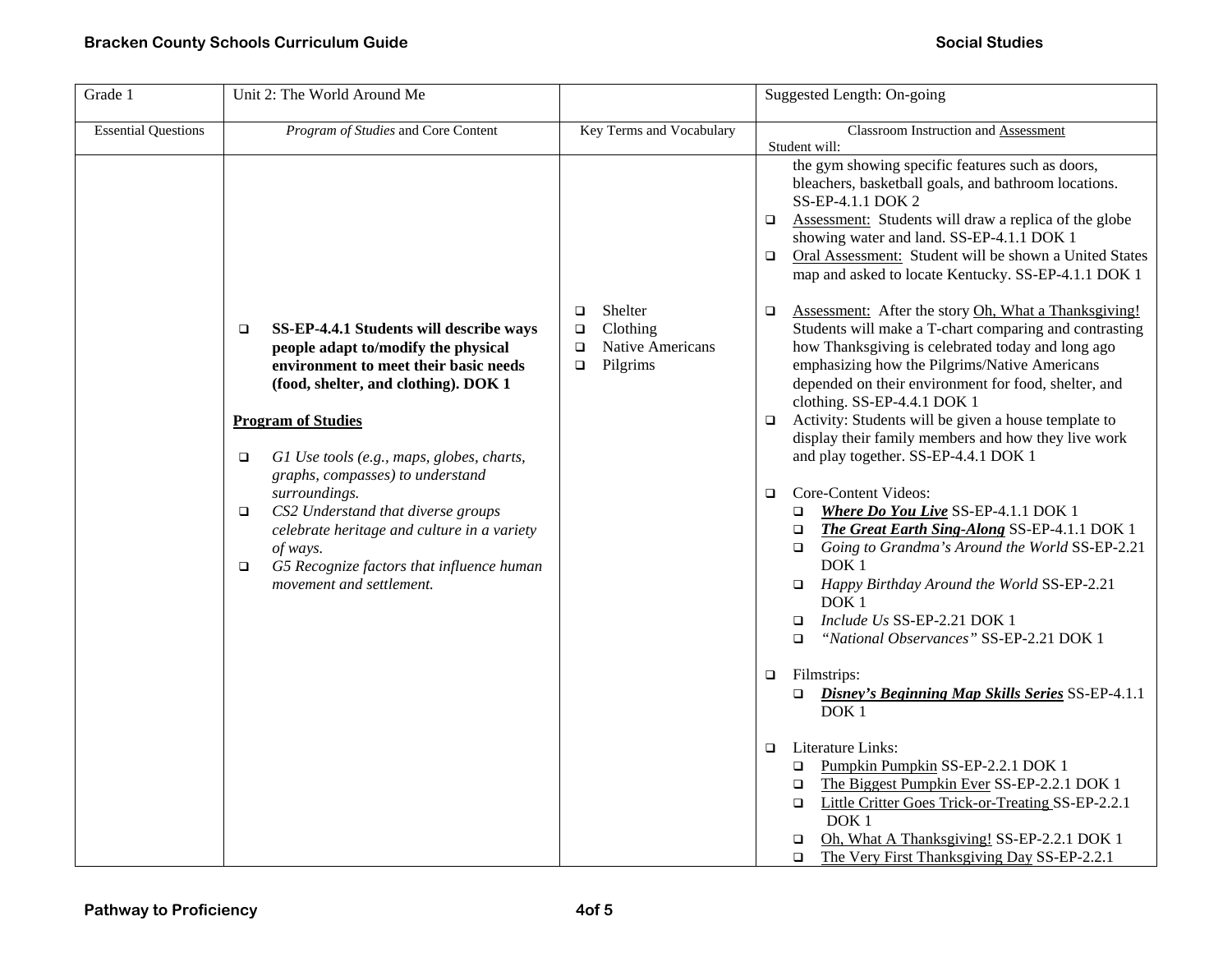| Grade 1 | Unit 2: The World Around Me | | Suggested Length: On-going |
|---|---|---|---|
| Essential Questions | *Program of Studies* and Core Content | Key Terms and Vocabulary | Classroom Instruction and Assessment<br>Student will: |
| | ❑ **SS-EP-4.4.1 Students will describe ways people adapt to/modify the physical environment to meet their basic needs (food, shelter, and clothing). DOK 1**<br><br>**Program of Studies**<br><br>❑ *G1 Use tools (e.g., maps, globes, charts, graphs, compasses) to understand surroundings.*<br>❑ *CS2 Understand that diverse groups celebrate heritage and culture in a variety of ways.*<br>❑ *G5 Recognize factors that influence human movement and settlement.* | ❑ Shelter<br>❑ Clothing<br>❑ Native Americans<br>❑ Pilgrims | the gym showing specific features such as doors, bleachers, basketball goals, and bathroom locations. SS-EP-4.1.1 DOK 2<br>❑ Assessment: Students will draw a replica of the globe showing water and land. SS-EP-4.1.1 DOK 1<br>❑ Oral Assessment: Student will be shown a United States map and asked to locate Kentucky. SS-EP-4.1.1 DOK 1<br><br>❑ Assessment: After the story Oh, What a Thanksgiving! Students will make a T-chart comparing and contrasting how Thanksgiving is celebrated today and long ago emphasizing how the Pilgrims/Native Americans depended on their environment for food, shelter, and clothing. SS-EP-4.4.1 DOK 1<br>❑ Activity: Students will be given a house template to display their family members and how they live work and play together. SS-EP-4.4.1 DOK 1<br><br>❑ Core-Content Videos:<br>❑ ***Where Do You Live*** SS-EP-4.1.1 DOK 1<br>❑ ***The Great Earth Sing-Along*** SS-EP-4.1.1 DOK 1<br>❑ *Going to Grandma's Around the World* SS-EP-2.21 DOK 1<br>❑ *Happy Birthday Around the World* SS-EP-2.21 DOK 1<br>❑ *Include Us* SS-EP-2.21 DOK 1<br>❑ *"National Observances"* SS-EP-2.21 DOK 1<br><br>❑ Filmstrips:<br>❑ ***Disney's Beginning Map Skills Series*** SS-EP-4.1.1 DOK 1<br><br>❑ Literature Links:<br>❑ Pumpkin Pumpkin SS-EP-2.2.1 DOK 1<br>❑ The Biggest Pumpkin Ever SS-EP-2.2.1 DOK 1<br>❑ Little Critter Goes Trick-or-Treating SS-EP-2.2.1 DOK 1<br>❑ Oh, What A Thanksgiving! SS-EP-2.2.1 DOK 1<br>❑ The Very First Thanksgiving Day SS-EP-2.2.1 |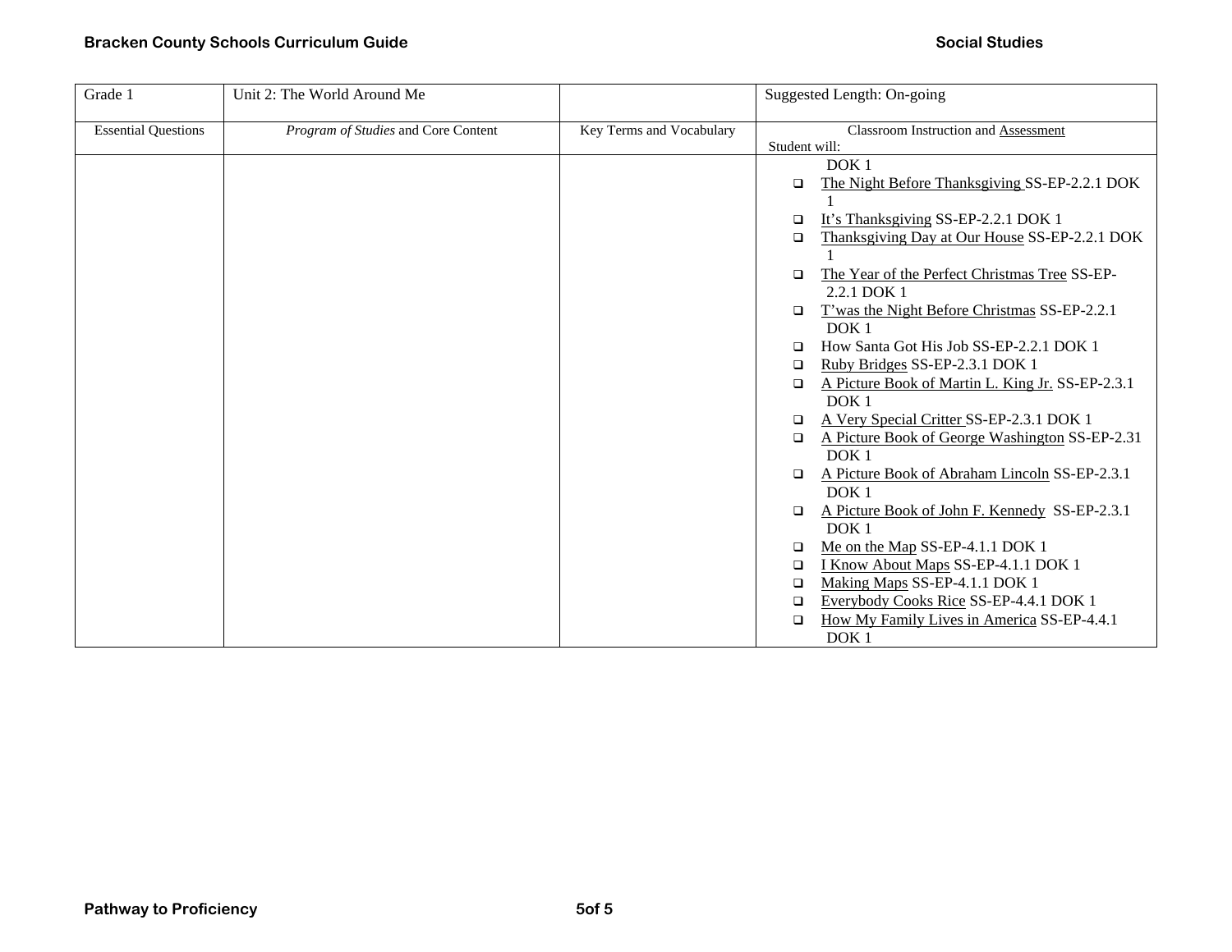| Grade 1 | Unit 2: The World Around Me | | Suggested Length: On-going |
|---|---|---|---|
| Essential Questions | *Program of Studies* and Core Content | Key Terms and Vocabulary | Classroom Instruction and Assessment<br>Student will: |
| | | | DOK 1<br>❑ The Night Before Thanksgiving SS-EP-2.2.1 DOK 1<br>❑ It's Thanksgiving SS-EP-2.2.1 DOK 1<br>❑ Thanksgiving Day at Our House SS-EP-2.2.1 DOK 1<br>❑ The Year of the Perfect Christmas Tree SS-EP-2.2.1 DOK 1<br>❑ T'was the Night Before Christmas SS-EP-2.2.1 DOK 1<br>❑ How Santa Got His Job SS-EP-2.2.1 DOK 1<br>❑ Ruby Bridges SS-EP-2.3.1 DOK 1<br>❑ A Picture Book of Martin L. King Jr. SS-EP-2.3.1 DOK 1<br>❑ A Very Special Critter SS-EP-2.3.1 DOK 1<br>❑ A Picture Book of George Washington SS-EP-2.31 DOK 1<br>❑ A Picture Book of Abraham Lincoln SS-EP-2.3.1 DOK 1<br>❑ A Picture Book of John F. Kennedy SS-EP-2.3.1 DOK 1<br>❑ Me on the Map SS-EP-4.1.1 DOK 1<br>❑ I Know About Maps SS-EP-4.1.1 DOK 1<br>❑ Making Maps SS-EP-4.1.1 DOK 1<br>❑ Everybody Cooks Rice SS-EP-4.4.1 DOK 1<br>❑ How My Family Lives in America SS-EP-4.4.1 DOK 1 |